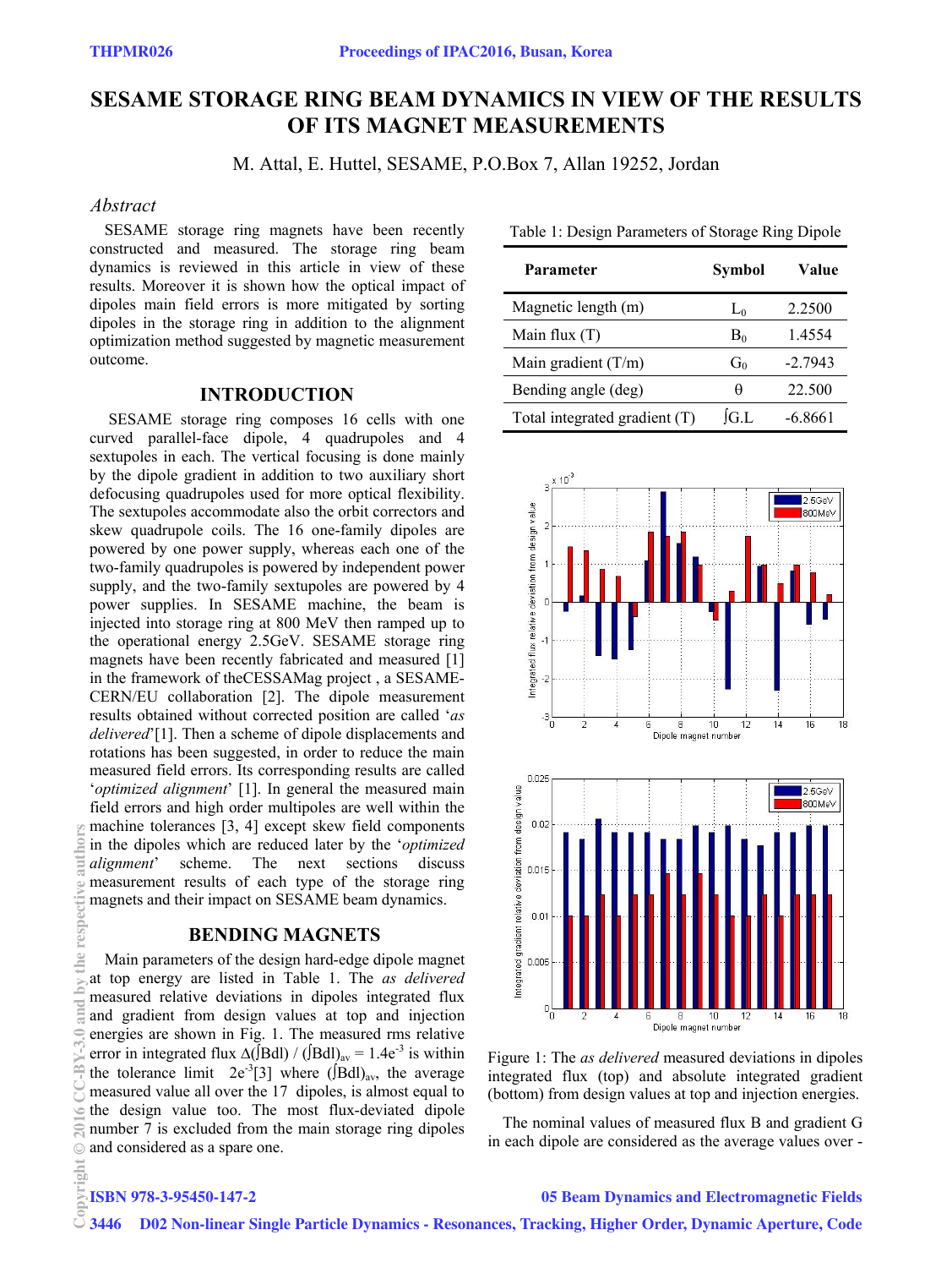# SESAME STORAGE RING BEAM DYNAMICS IN VIEW OF THE RESULTS OF ITS MAGNET MEASUREMENTS

M. Attal, E. Huttel, SESAME, P.O.Box 7, Allan 19252, Jordan

## *Abstract*

SESAME storage ring magnets have been recently constructed and measured. The storage ring beam dynamics is reviewed in this article in view of these results. Moreover it is shown how the optical impact of dipoles main field errors is more mitigated by sorting dipoles in the storage ring in addition to the alignment optimization method suggested by magnetic measurement outcome.

## INTRODUCTION

SESAME storage ring composes 16 cells with one curved parallel-face dipole, 4 quadrupoles and 4 sextupoles in each. The vertical focusing is done mainly by the dipole gradient in addition to two auxiliary short defocusing quadrupoles used for more optical flexibility. The sextupoles accommodate also the orbit correctors and skew quadrupole coils. The 16 one-family dipoles are powered by one power supply, whereas each one of the two-family quadrupoles is powered by independent power supply, and the two-family sextupoles are powered by 4 power supplies. In SESAME machine, the beam is injected into storage ring at 800 MeV then ramped up to the operational energy 2.5GeV. SESAME storage ring magnets have been recently fabricated and measured [1] in the framework of theCESSAMag project , a SESAME-CERN/EU collaboration [2]. The dipole measurement results obtained without corrected position are called '*as delivered*'[1]. Then a scheme of dipole displacements and rotations has been suggested, in order to reduce the main measured field errors. Its corresponding results are called '*optimized alignment*' [1]. In general the measured main field errors and high order multipoles are well within the machine tolerances [3, 4] except skew field components in the dipoles which are reduced later by the '*optimized alignment*' scheme. The next sections discuss measurement results of each type of the storage ring magnets and their impact on SESAME beam dynamics.

## BENDING MAGNETS

Main parameters of the design hard-edge dipole magnet at top energy are listed in Table 1. The *as delivered* measured relative deviations in dipoles integrated flux and gradient from design values at top and injection energies are shown in Fig. 1. The measured rms relative error in integrated flux $\Delta(\int Bdl) / (\int Bdl)_{av} = 1.4e^{-3}$ is within the tolerance limit $2e^{-3}$[3] where $(\int Bdl)_{av}$, the average measured value all over the 17 dipoles, is almost equal to the design value too. The most flux-deviated dipole number 7 is excluded from the main storage ring dipoles and considered as a spare one.

Table 1: Design Parameters of Storage Ring Dipole

| Parameter | Symbol | Value |
|---|---|---|
| Magnetic length (m) | $L_0$ | 2.2500 |
| Main flux (T) | $B_0$ | 1.4554 |
| Main gradient (T/m) | $G_0$ | -2.7943 |
| Bending angle (deg) | $\theta$ | 22.500 |
| Total integrated gradient (T) | $\int G.L$ | -6.8661 |

Figure 1: The *as delivered* measured deviations in dipoles integrated flux (top) and absolute integrated gradient (bottom) from design values at top and injection energies.

The nominal values of measured flux B and gradient G in each dipole are considered as the average values over -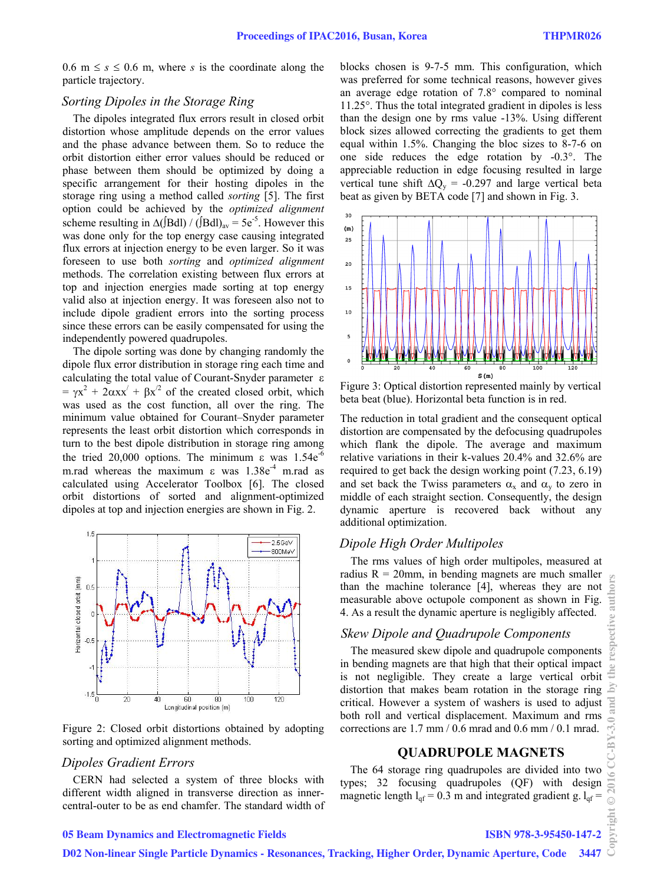0.6 m ≤ $s$ ≤ 0.6 m, where $s$ is the coordinate along the particle trajectory.

### *Sorting Dipoles in the Storage Ring*

The dipoles integrated flux errors result in closed orbit distortion whose amplitude depends on the error values and the phase advance between them. So to reduce the orbit distortion either error values should be reduced or phase between them should be optimized by doing a specific arrangement for their hosting dipoles in the storage ring using a method called *sorting* [5]. The first option could be achieved by the *optimized alignment* scheme resulting in $\Delta(\int Bdl) / (\int Bdl)_{av} = 5e^{-5}$. However this was done only for the top energy case causing integrated flux errors at injection energy to be even larger. So it was foreseen to use both *sorting* and *optimized alignment* methods. The correlation existing between flux errors at top and injection energies made sorting at top energy valid also at injection energy. It was foreseen also not to include dipole gradient errors into the sorting process since these errors can be easily compensated for using the independently powered quadrupoles.

The dipole sorting was done by changing randomly the dipole flux error distribution in storage ring each time and calculating the total value of Courant-Snyder parameter $\varepsilon = \gamma x^2 + 2\alpha x x' + \beta x'^2$ of the created closed orbit, which was used as the cost function, all over the ring. The minimum value obtained for Courant–Snyder parameter represents the least orbit distortion which corresponds in turn to the best dipole distribution in storage ring among the tried 20,000 options. The minimum $\varepsilon$ was $1.54e^{-6}$ m.rad whereas the maximum $\varepsilon$ was $1.38e^{-4}$ m.rad as calculated using Accelerator Toolbox [6]. The closed orbit distortions of sorted and alignment-optimized dipoles at top and injection energies are shown in Fig. 2.

Figure 2: Closed orbit distortions obtained by adopting sorting and optimized alignment methods.

### *Dipoles Gradient Errors*

CERN had selected a system of three blocks with different width aligned in transverse direction as inner-central-outer to be as end chamfer. The standard width of blocks chosen is 9-7-5 mm. This configuration, which was preferred for some technical reasons, however gives an average edge rotation of 7.8° compared to nominal 11.25°. Thus the total integrated gradient in dipoles is less than the design one by rms value -13%. Using different block sizes allowed correcting the gradients to get them equal within 1.5%. Changing the bloc sizes to 8-7-6 on one side reduces the edge rotation by -0.3°. The appreciable reduction in edge focusing resulted in large vertical tune shift $\Delta Q_y$ = -0.297 and large vertical beta beat as given by BETA code [7] and shown in Fig. 3.

Figure 3: Optical distortion represented mainly by vertical beta beat (blue). Horizontal beta function is in red.

The reduction in total gradient and the consequent optical distortion are compensated by the defocusing quadrupoles which flank the dipole. The average and maximum relative variations in their k-values 20.4% and 32.6% are required to get back the design working point (7.23, 6.19) and set back the Twiss parameters $\alpha_x$ and $\alpha_y$ to zero in middle of each straight section. Consequently, the design dynamic aperture is recovered back without any additional optimization.

### *Dipole High Order Multipoles*

The rms values of high order multipoles, measured at radius R = 20mm, in bending magnets are much smaller than the machine tolerance [4], whereas they are not measurable above octupole component as shown in Fig. 4. As a result the dynamic aperture is negligibly affected.

### *Skew Dipole and Quadrupole Components*

The measured skew dipole and quadrupole components in bending magnets are that high that their optical impact is not negligible. They create a large vertical orbit distortion that makes beam rotation in the storage ring critical. However a system of washers is used to adjust both roll and vertical displacement. Maximum and rms corrections are 1.7 mm / 0.6 mrad and 0.6 mm / 0.1 mrad.

## QUADRUPOLE MAGNETS

The 64 storage ring quadrupoles are divided into two types; 32 focusing quadrupoles (QF) with design magnetic length $l_{qf}$ = 0.3 m and integrated gradient g. $l_{qf}$ =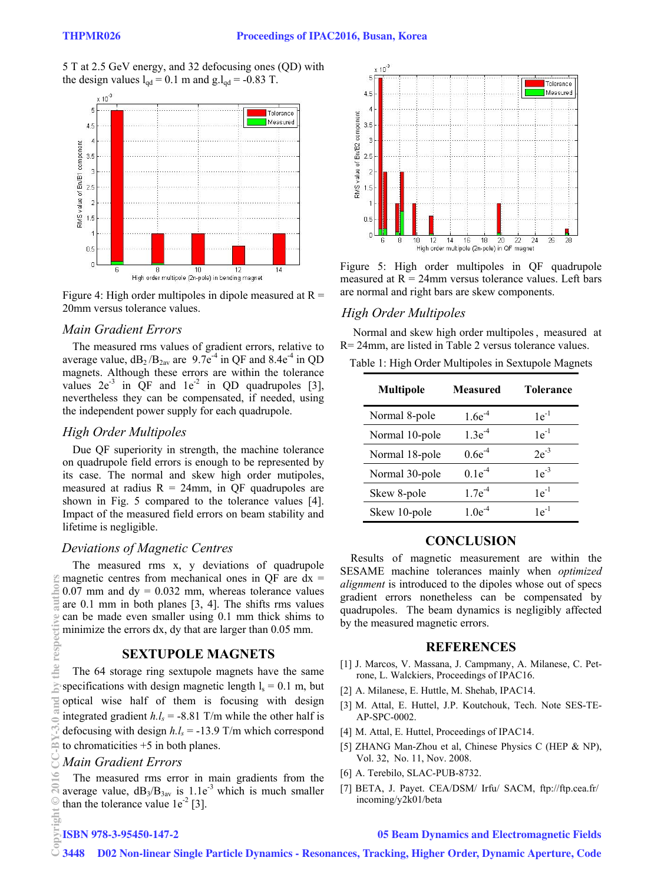5 T at 2.5 GeV energy, and 32 defocusing ones (QD) with the design values $l_{qd}$ = 0.1 m and $g.l_{qd}$ = -0.83 T.

x 10^-3
RMS value of Bn/B1 component
5
4.5
4
3.5
3
2.5
2
1.5
1
0.5
0
6
8
10
12
14
High order multipole (2n-pole) in bending magnet
Tolerance
Measured

Figure 4: High order multipoles in dipole measured at R = 20mm versus tolerance values.

### *Main Gradient Errors*

The measured rms values of gradient errors, relative to average value, $dB_2/B_{2av}$ are $9.7e^{-4}$ in QF and $8.4e^{-4}$ in QD magnets. Although these errors are within the tolerance values $2e^{-3}$ in QF and $1e^{-2}$ in QD quadrupoles [3], nevertheless they can be compensated, if needed, using the independent power supply for each quadrupole.

### *High Order Multipoles*

Due QF superiority in strength, the machine tolerance on quadrupole field errors is enough to be represented by its case. The normal and skew high order mutipoles, measured at radius R = 24mm, in QF quadrupoles are shown in Fig. 5 compared to the tolerance values [4]. Impact of the measured field errors on beam stability and lifetime is negligible.

### *Deviations of Magnetic Centres*

The measured rms x, y deviations of quadrupole magnetic centres from mechanical ones in QF are dx = 0.07 mm and dy = 0.032 mm, whereas tolerance values are 0.1 mm in both planes [3, 4]. The shifts rms values can be made even smaller using 0.1 mm thick shims to minimize the errors dx, dy that are larger than 0.05 mm.

## SEXTUPOLE MAGNETS

The 64 storage ring sextupole magnets have the same specifications with design magnetic length $l_s$ = 0.1 m, but optical wise half of them is focusing with design integrated gradient $h.l_s$ = -8.81 T/m while the other half is defocusing with design $h.l_s$ = -13.9 T/m which correspond to chromaticities +5 in both planes.

### *Main Gradient Errors*

The measured rms error in main gradients from the average value, $dB_3/B_{3av}$ is $1.1e^{-3}$ which is much smaller than the tolerance value $1e^{-2}$ [3].

x 10^-3
RMS value of Bn/B2 component
5
4.5
4
3.5
3
2.5
2
1.5
1
0.5
0
6
8
10
12
14
16
18
20
22
24
26
28
High order multipole (2n-pole) in QF magnet
Tolerance
Measured

Figure 5: High order multipoles in QF quadrupole measured at R = 24mm versus tolerance values. Left bars are normal and right bars are skew components.

### *High Order Multipoles*

Normal and skew high order multipoles, measured at R= 24mm, are listed in Table 2 versus tolerance values.

Table 1: High Order Multipoles in Sextupole Magnets

| Multipole | Measured | Tolerance |
|---|---|---|
| Normal 8-pole | $1.6e^{-4}$ | $1e^{-1}$ |
| Normal 10-pole | $1.3e^{-4}$ | $1e^{-1}$ |
| Normal 18-pole | $0.6e^{-4}$ | $2e^{-3}$ |
| Normal 30-pole | $0.1e^{-4}$ | $1e^{-3}$ |
| Skew 8-pole | $1.7e^{-4}$ | $1e^{-1}$ |
| Skew 10-pole | $1.0e^{-4}$ | $1e^{-1}$ |

## CONCLUSION

Results of magnetic measurement are within the SESAME machine tolerances mainly when *optimized alignment* is introduced to the dipoles whose out of specs gradient errors nonetheless can be compensated by quadrupoles. The beam dynamics is negligibly affected by the measured magnetic errors.

## REFERENCES

[1] J. Marcos, V. Massana, J. Campmany, A. Milanese, C. Petrone, L. Walckiers, Proceedings of IPAC16.

[2] A. Milanese, E. Huttle, M. Shehab, IPAC14.

[3] M. Attal, E. Huttel, J.P. Koutchouk, Tech. Note SES-TE-AP-SPC-0002.

[4] M. Attal, E. Huttel, Proceedings of IPAC14.

[5] ZHANG Man-Zhou et al, Chinese Physics C (HEP & NP), Vol. 32, No. 11, Nov. 2008.

[6] A. Terebilo, SLAC-PUB-8732.

[7] BETA, J. Payet. CEA/DSM/ Irfu/ SACM, ftp://ftp.cea.fr/ incoming/y2k01/beta